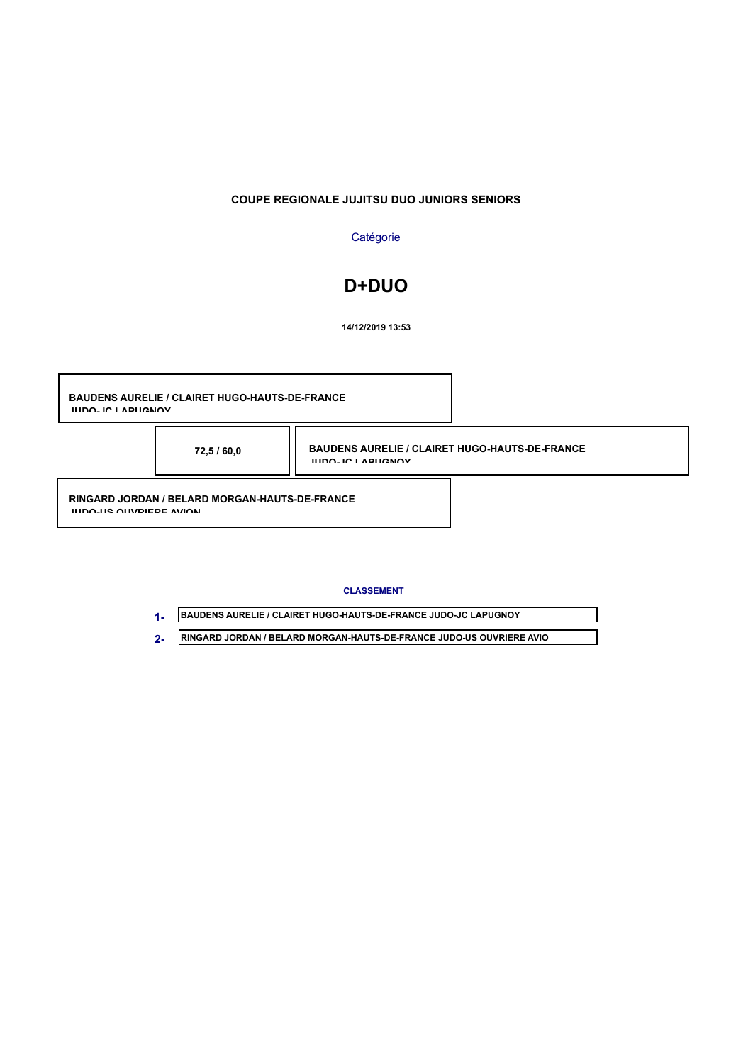**COUPE REGIONALE JUJITSU DUO JUNIORS SENIORS**

Catégorie

# D+DUO

**14/12/2019 13:53**

**BAUDENS AURELIE / CLAIRET HUGO-HAUTS-DE-FRANCE JUDO- JC LAPUGNOY**

**72,5 / 60,0**

**BAUDENS AURELIE / CLAIRET HUGO-HAUTS-DE-FRANCE JUDO- JC LAPUGNOY**

**RINGARD JORDAN / BELARD MORGAN-HAUTS-DE-FRANCE JUDO-US OUVRIERE AVION**

**CLASSEMENT**

**1-** BAUDENS AURELIE / CLAIRET HUGO-HAUTS-DE-FRANCE JUDO-JC LAPUGNOY

**2-** RINGARD JORDAN / BELARD MORGAN-HAUTS-DE-FRANCE JUDO-US OUVRIERE AVIO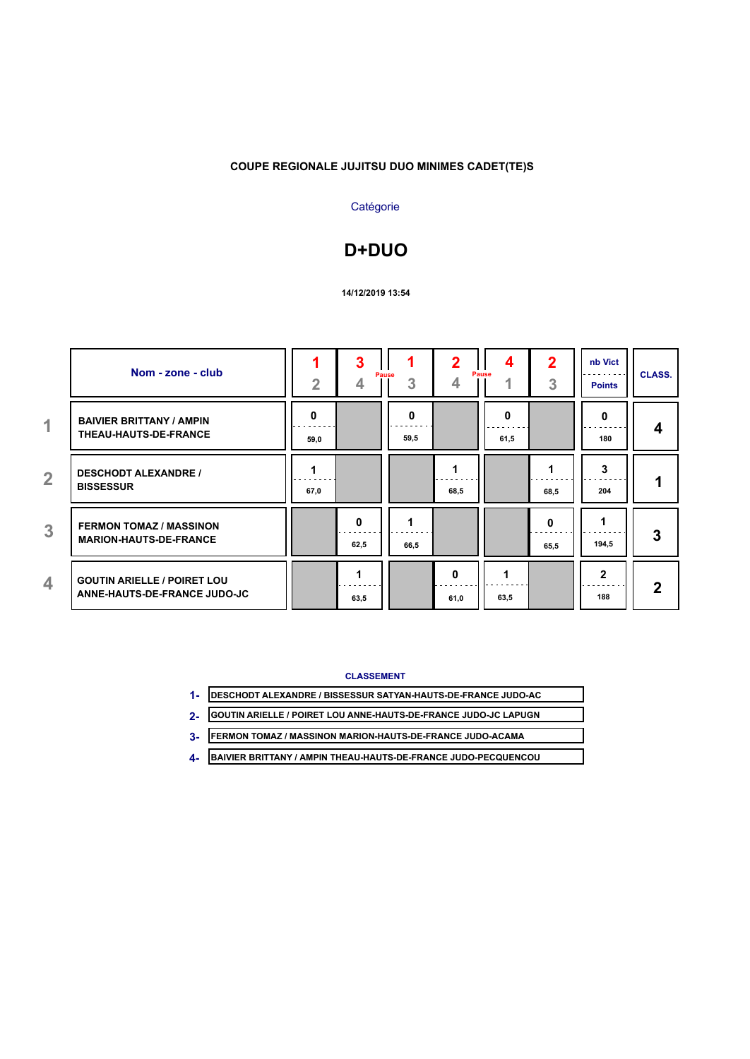**COUPE REGIONALE JUJITSU DUO MINIMES CADET(TE)S**

Catégorie

# D+DUO

**14/12/2019 13:54**

| | Nom - zone - club | 1 / 2 | 3 / 4 | Pause | 1 / 3 | 2 / 4 | Pause | 4 / 1 | 2 / 3 | nb Vict / Points | CLASS. |
|---|---|---|---|---|---|---|---|---|---|---|---|
| 1 | BAIVIER BRITTANY / AMPIN THEAU-HAUTS-DE-FRANCE | 0 / 59,0 | | | 0 / 59,5 | | | 0 / 61,5 | | 0 / 180 | 4 |
| 2 | DESCHODT ALEXANDRE / BISSESSUR | 1 / 67,0 | | | | 1 / 68,5 | | | 1 / 68,5 | 3 / 204 | 1 |
| 3 | FERMON TOMAZ / MASSINON MARION-HAUTS-DE-FRANCE | | 0 / 62,5 | | 1 / 66,5 | | | | 0 / 65,5 | 1 / 194,5 | 3 |
| 4 | GOUTIN ARIELLE / POIRET LOU ANNE-HAUTS-DE-FRANCE JUDO-JC | | 1 / 63,5 | | | 0 / 61,0 | | 1 / 63,5 | | 2 / 188 | 2 |

**CLASSEMENT**

1- DESCHODT ALEXANDRE / BISSESSUR SATYAN-HAUTS-DE-FRANCE JUDO-AC

2- GOUTIN ARIELLE / POIRET LOU ANNE-HAUTS-DE-FRANCE JUDO-JC LAPUGN

3- FERMON TOMAZ / MASSINON MARION-HAUTS-DE-FRANCE JUDO-ACAMA

4- BAIVIER BRITTANY / AMPIN THEAU-HAUTS-DE-FRANCE JUDO-PECQUENCOU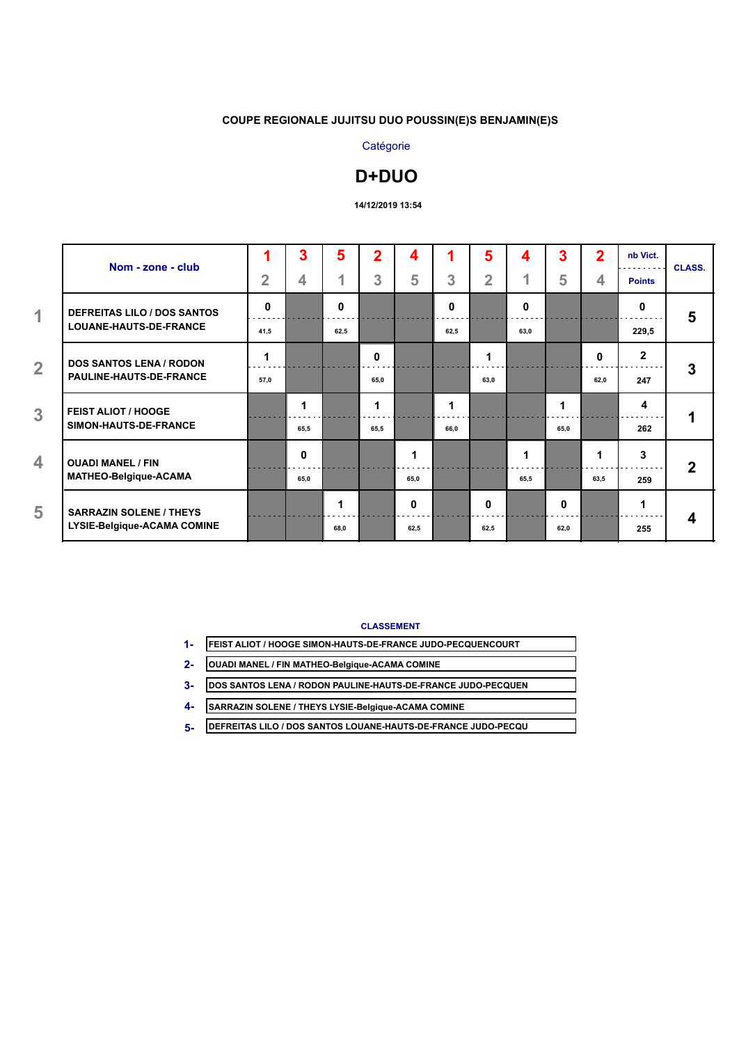**COUPE REGIONALE JUJITSU DUO POUSSIN(E)S BENJAMIN(E)S**

Catégorie

# D+DUO

14/12/2019 13:54

| | Nom - zone - club | 1 2 | 3 4 | 5 1 | 2 3 | 4 5 | 1 3 | 5 2 | 4 1 | 3 5 | 2 4 | nb Vict. / Points | CLASS. |
|---|---|---|---|---|---|---|---|---|---|---|---|---|---|
| 1 | DEFREITAS LILO / DOS SANTOS LOUANE-HAUTS-DE-FRANCE | 0 / 41,5 | | 0 / 62,5 | | | 0 / 62,5 | | 0 / 63,0 | | | 0 / 229,5 | 5 |
| 2 | DOS SANTOS LENA / RODON PAULINE-HAUTS-DE-FRANCE | 1 / 57,0 | | | 0 / 65,0 | | | 1 / 63,0 | | | 0 / 62,0 | 2 / 247 | 3 |
| 3 | FEIST ALIOT / HOOGE SIMON-HAUTS-DE-FRANCE | | 1 / 65,5 | | 1 / 65,5 | | 1 / 66,0 | | | 1 / 65,0 | | 4 / 262 | 1 |
| 4 | OUADI MANEL / FIN MATHEO-Belgique-ACAMA | | 0 / 65,0 | | | 1 / 65,0 | | | 1 / 65,5 | | 1 / 63,5 | 3 / 259 | 2 |
| 5 | SARRAZIN SOLENE / THEYS LYSIE-Belgique-ACAMA COMINE | | | 1 / 68,0 | | 0 / 62,5 | | 0 / 62,5 | | 0 / 62,0 | | 1 / 255 | 4 |

**CLASSEMENT**

| | |
|---|---|
| 1- | FEIST ALIOT / HOOGE SIMON-HAUTS-DE-FRANCE JUDO-PECQUENCOURT |
| 2- | OUADI MANEL / FIN MATHEO-Belgique-ACAMA COMINE |
| 3- | DOS SANTOS LENA / RODON PAULINE-HAUTS-DE-FRANCE JUDO-PECQUEN |
| 4- | SARRAZIN SOLENE / THEYS LYSIE-Belgique-ACAMA COMINE |
| 5- | DEFREITAS LILO / DOS SANTOS LOUANE-HAUTS-DE-FRANCE JUDO-PECQU |